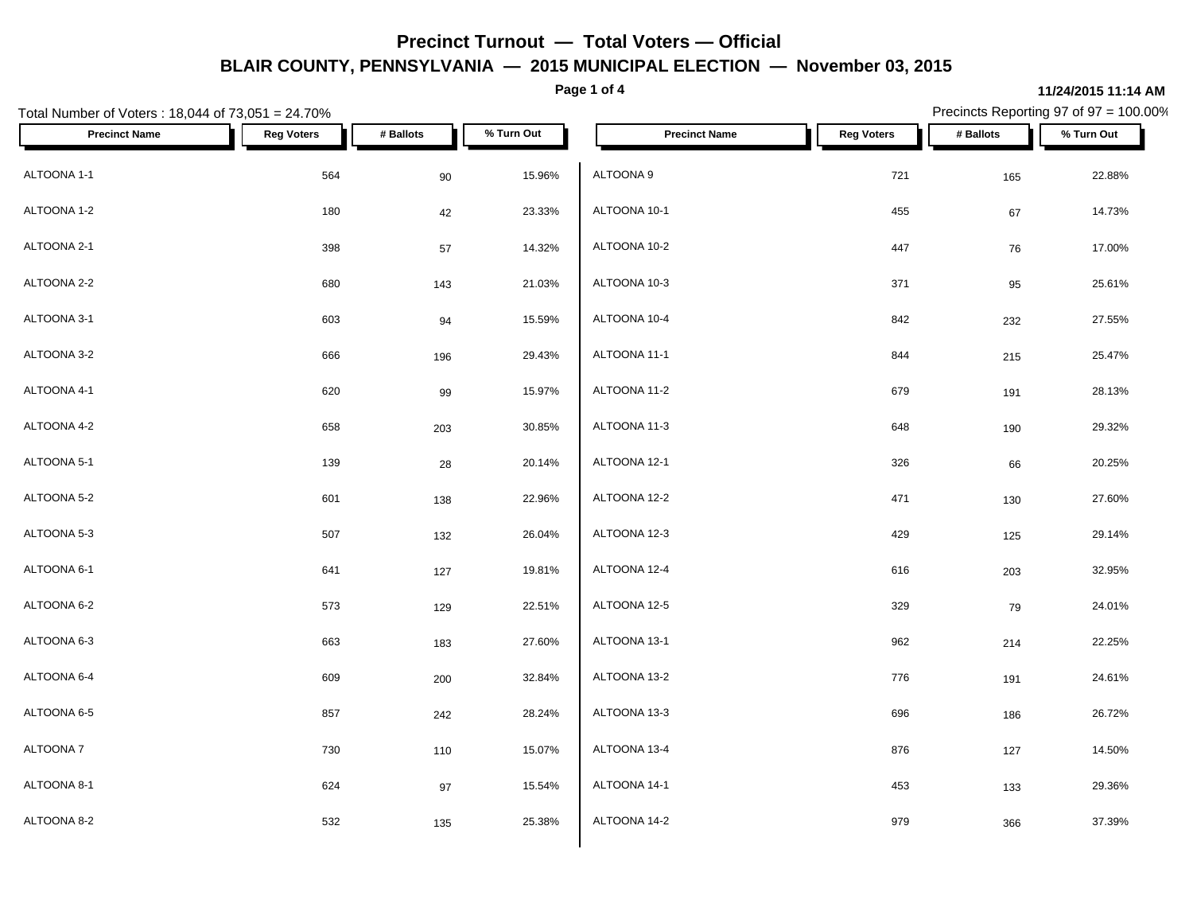# Precinct Turnout — Total Voters — Official

## BLAIR COUNTY, PENNSYLVANIA — 2015 MUNICIPAL ELECTION — November 03, 2015

**11/24/2015 11:14 AM**

Total Number of Voters : 18,044 of 73,051 = 24.70%

Precincts Reporting 97 of 97 = 100.00%

| Precinct Name | Reg Voters | # Ballots | % Turn Out |
|---|---|---|---|
| ALTOONA 1-1 | 564 | 90 | 15.96% |
| ALTOONA 1-2 | 180 | 42 | 23.33% |
| ALTOONA 2-1 | 398 | 57 | 14.32% |
| ALTOONA 2-2 | 680 | 143 | 21.03% |
| ALTOONA 3-1 | 603 | 94 | 15.59% |
| ALTOONA 3-2 | 666 | 196 | 29.43% |
| ALTOONA 4-1 | 620 | 99 | 15.97% |
| ALTOONA 4-2 | 658 | 203 | 30.85% |
| ALTOONA 5-1 | 139 | 28 | 20.14% |
| ALTOONA 5-2 | 601 | 138 | 22.96% |
| ALTOONA 5-3 | 507 | 132 | 26.04% |
| ALTOONA 6-1 | 641 | 127 | 19.81% |
| ALTOONA 6-2 | 573 | 129 | 22.51% |
| ALTOONA 6-3 | 663 | 183 | 27.60% |
| ALTOONA 6-4 | 609 | 200 | 32.84% |
| ALTOONA 6-5 | 857 | 242 | 28.24% |
| ALTOONA 7 | 730 | 110 | 15.07% |
| ALTOONA 8-1 | 624 | 97 | 15.54% |
| ALTOONA 8-2 | 532 | 135 | 25.38% |
| ALTOONA 9 | 721 | 165 | 22.88% |
| ALTOONA 10-1 | 455 | 67 | 14.73% |
| ALTOONA 10-2 | 447 | 76 | 17.00% |
| ALTOONA 10-3 | 371 | 95 | 25.61% |
| ALTOONA 10-4 | 842 | 232 | 27.55% |
| ALTOONA 11-1 | 844 | 215 | 25.47% |
| ALTOONA 11-2 | 679 | 191 | 28.13% |
| ALTOONA 11-3 | 648 | 190 | 29.32% |
| ALTOONA 12-1 | 326 | 66 | 20.25% |
| ALTOONA 12-2 | 471 | 130 | 27.60% |
| ALTOONA 12-3 | 429 | 125 | 29.14% |
| ALTOONA 12-4 | 616 | 203 | 32.95% |
| ALTOONA 12-5 | 329 | 79 | 24.01% |
| ALTOONA 13-1 | 962 | 214 | 22.25% |
| ALTOONA 13-2 | 776 | 191 | 24.61% |
| ALTOONA 13-3 | 696 | 186 | 26.72% |
| ALTOONA 13-4 | 876 | 127 | 14.50% |
| ALTOONA 14-1 | 453 | 133 | 29.36% |
| ALTOONA 14-2 | 979 | 366 | 37.39% |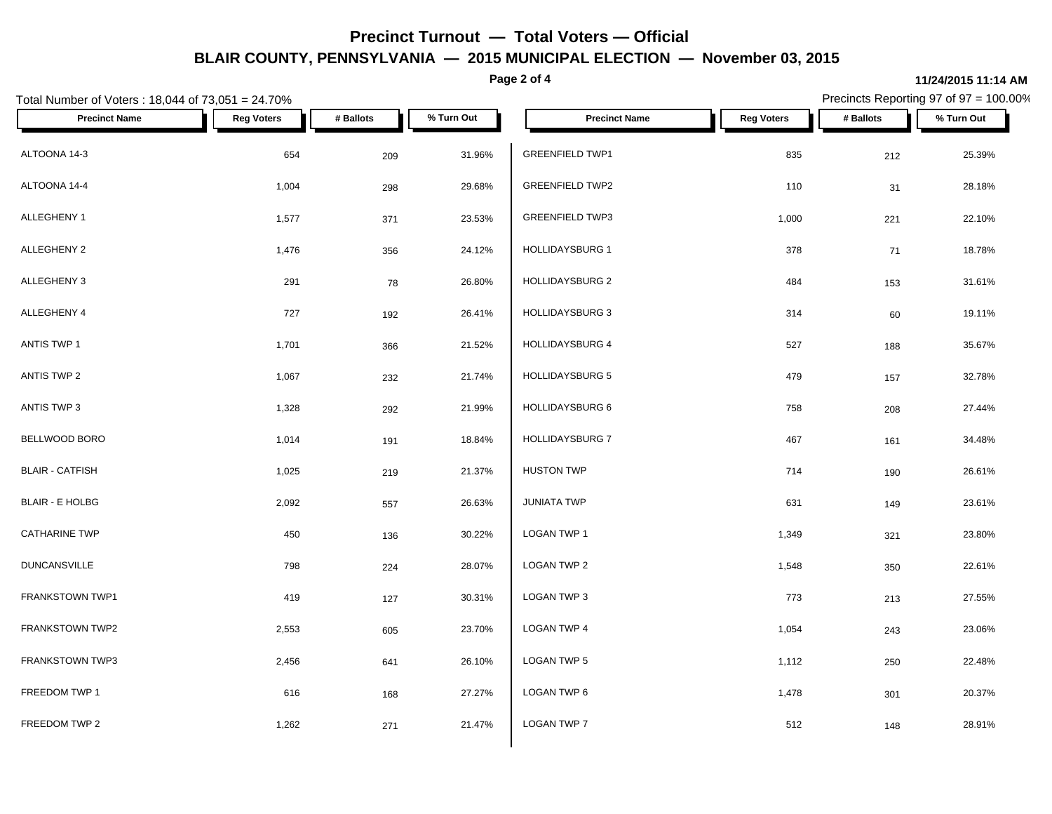# Precinct Turnout — Total Voters — Official

## BLAIR COUNTY, PENNSYLVANIA — 2015 MUNICIPAL ELECTION — November 03, 2015

11/24/2015 11:14 AM

Total Number of Voters : 18,044 of 73,051 = 24.70%

Precincts Reporting 97 of 97 = 100.00%

| Precinct Name | Reg Voters | # Ballots | % Turn Out |
|---|---|---|---|
| ALTOONA 14-3 | 654 | 209 | 31.96% |
| ALTOONA 14-4 | 1,004 | 298 | 29.68% |
| ALLEGHENY 1 | 1,577 | 371 | 23.53% |
| ALLEGHENY 2 | 1,476 | 356 | 24.12% |
| ALLEGHENY 3 | 291 | 78 | 26.80% |
| ALLEGHENY 4 | 727 | 192 | 26.41% |
| ANTIS TWP 1 | 1,701 | 366 | 21.52% |
| ANTIS TWP 2 | 1,067 | 232 | 21.74% |
| ANTIS TWP 3 | 1,328 | 292 | 21.99% |
| BELLWOOD BORO | 1,014 | 191 | 18.84% |
| BLAIR - CATFISH | 1,025 | 219 | 21.37% |
| BLAIR - E HOLBG | 2,092 | 557 | 26.63% |
| CATHARINE TWP | 450 | 136 | 30.22% |
| DUNCANSVILLE | 798 | 224 | 28.07% |
| FRANKSTOWN TWP1 | 419 | 127 | 30.31% |
| FRANKSTOWN TWP2 | 2,553 | 605 | 23.70% |
| FRANKSTOWN TWP3 | 2,456 | 641 | 26.10% |
| FREEDOM TWP 1 | 616 | 168 | 27.27% |
| FREEDOM TWP 2 | 1,262 | 271 | 21.47% |
| GREENFIELD TWP1 | 835 | 212 | 25.39% |
| GREENFIELD TWP2 | 110 | 31 | 28.18% |
| GREENFIELD TWP3 | 1,000 | 221 | 22.10% |
| HOLLIDAYSBURG 1 | 378 | 71 | 18.78% |
| HOLLIDAYSBURG 2 | 484 | 153 | 31.61% |
| HOLLIDAYSBURG 3 | 314 | 60 | 19.11% |
| HOLLIDAYSBURG 4 | 527 | 188 | 35.67% |
| HOLLIDAYSBURG 5 | 479 | 157 | 32.78% |
| HOLLIDAYSBURG 6 | 758 | 208 | 27.44% |
| HOLLIDAYSBURG 7 | 467 | 161 | 34.48% |
| HUSTON TWP | 714 | 190 | 26.61% |
| JUNIATA TWP | 631 | 149 | 23.61% |
| LOGAN TWP 1 | 1,349 | 321 | 23.80% |
| LOGAN TWP 2 | 1,548 | 350 | 22.61% |
| LOGAN TWP 3 | 773 | 213 | 27.55% |
| LOGAN TWP 4 | 1,054 | 243 | 23.06% |
| LOGAN TWP 5 | 1,112 | 250 | 22.48% |
| LOGAN TWP 6 | 1,478 | 301 | 20.37% |
| LOGAN TWP 7 | 512 | 148 | 28.91% |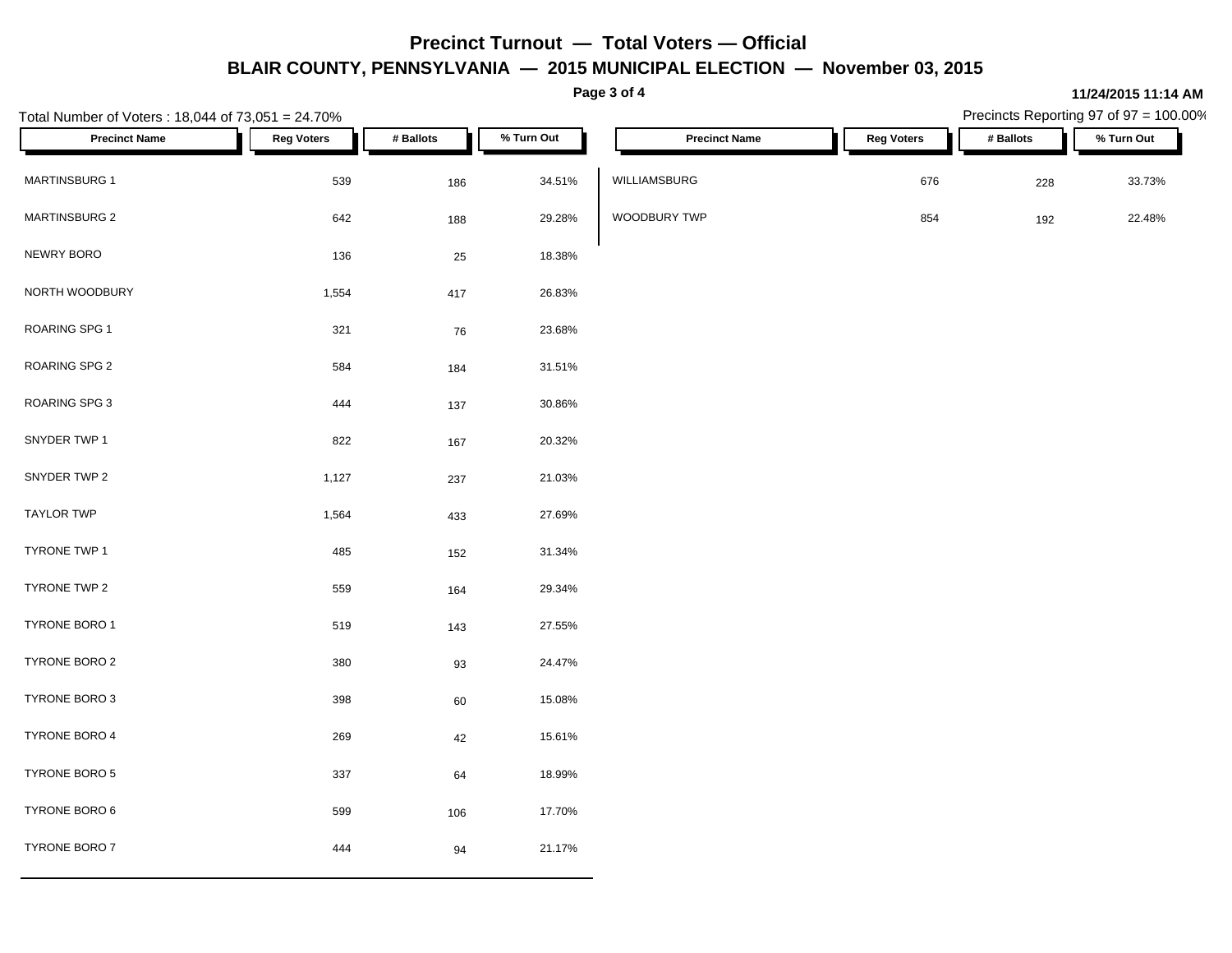# Precinct Turnout — Total Voters — Official

## BLAIR COUNTY, PENNSYLVANIA — 2015 MUNICIPAL ELECTION — November 03, 2015

11/24/2015 11:14 AM

Total Number of Voters : 18,044 of 73,051 = 24.70%

Precincts Reporting 97 of 97 = 100.00%

| Precinct Name | Reg Voters | # Ballots | % Turn Out |
|---|---|---|---|
| MARTINSBURG 1 | 539 | 186 | 34.51% |
| MARTINSBURG 2 | 642 | 188 | 29.28% |
| NEWRY BORO | 136 | 25 | 18.38% |
| NORTH WOODBURY | 1,554 | 417 | 26.83% |
| ROARING SPG 1 | 321 | 76 | 23.68% |
| ROARING SPG 2 | 584 | 184 | 31.51% |
| ROARING SPG 3 | 444 | 137 | 30.86% |
| SNYDER TWP 1 | 822 | 167 | 20.32% |
| SNYDER TWP 2 | 1,127 | 237 | 21.03% |
| TAYLOR TWP | 1,564 | 433 | 27.69% |
| TYRONE TWP 1 | 485 | 152 | 31.34% |
| TYRONE TWP 2 | 559 | 164 | 29.34% |
| TYRONE BORO 1 | 519 | 143 | 27.55% |
| TYRONE BORO 2 | 380 | 93 | 24.47% |
| TYRONE BORO 3 | 398 | 60 | 15.08% |
| TYRONE BORO 4 | 269 | 42 | 15.61% |
| TYRONE BORO 5 | 337 | 64 | 18.99% |
| TYRONE BORO 6 | 599 | 106 | 17.70% |
| TYRONE BORO 7 | 444 | 94 | 21.17% |
| WILLIAMSBURG | 676 | 228 | 33.73% |
| WOODBURY TWP | 854 | 192 | 22.48% |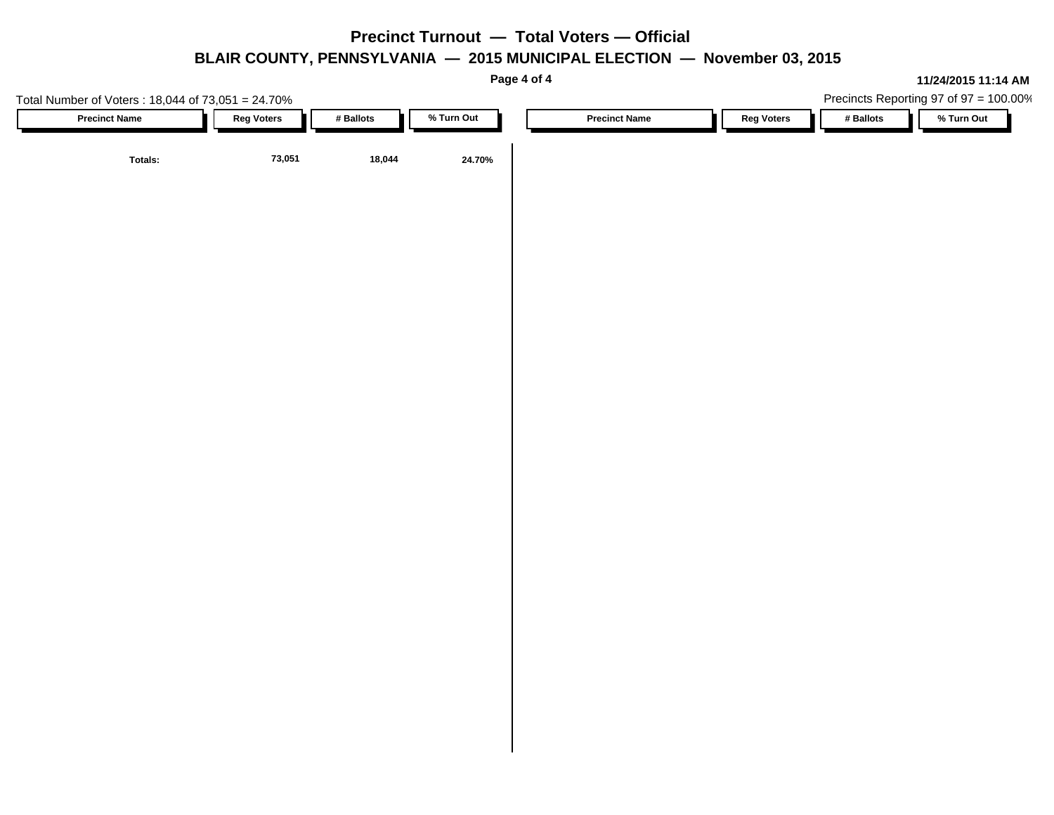# Precinct Turnout — Total Voters — Official

## BLAIR COUNTY, PENNSYLVANIA — 2015 MUNICIPAL ELECTION — November 03, 2015

**11/24/2015 11:14 AM**

Total Number of Voters : 18,044 of 73,051 = 24.70%

Precincts Reporting 97 of 97 = 100.00%

| Precinct Name | Reg Voters | # Ballots | % Turn Out | Precinct Name | Reg Voters | # Ballots | % Turn Out |
|---|---|---|---|---|---|---|---|
| **Totals:** | **73,051** | **18,044** | **24.70%** | | | | |